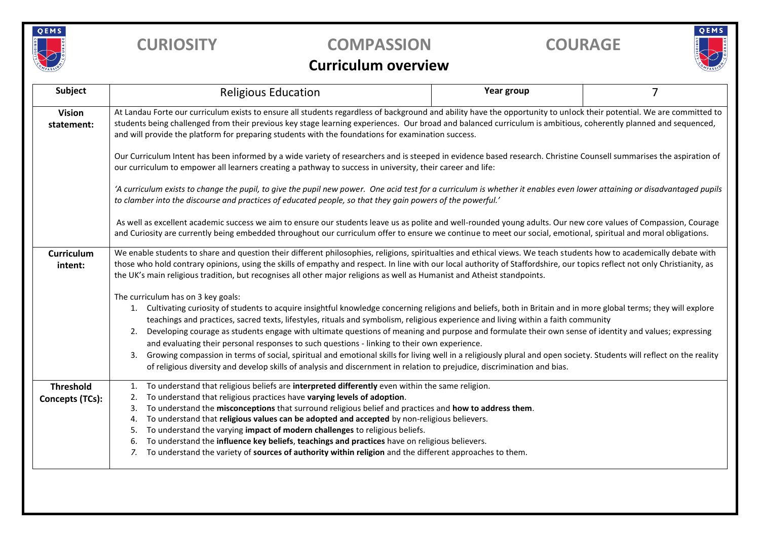# CURIOSITY COMPASSION COURAGE

## Curriculum overview

| Subject | Religious Education | Year group | 7 |
|---|---|---|---|
| **Vision statement:** | At Landau Forte our curriculum exists to ensure all students regardless of background and ability have the opportunity to unlock their potential. We are committed to students being challenged from their previous key stage learning experiences. Our broad and balanced curriculum is ambitious, coherently planned and sequenced, and will provide the platform for preparing students with the foundations for examination success.<br><br>Our Curriculum Intent has been informed by a wide variety of researchers and is steeped in evidence based research. Christine Counsell summarises the aspiration of our curriculum to empower all learners creating a pathway to success in university, their career and life:<br><br>*'A curriculum exists to change the pupil, to give the pupil new power. One acid test for a curriculum is whether it enables even lower attaining or disadvantaged pupils to clamber into the discourse and practices of educated people, so that they gain powers of the powerful.'*<br><br>As well as excellent academic success we aim to ensure our students leave us as polite and well-rounded young adults. Our new core values of Compassion, Courage and Curiosity are currently being embedded throughout our curriculum offer to ensure we continue to meet our social, emotional, spiritual and moral obligations. | | |
| **Curriculum intent:** | We enable students to share and question their different philosophies, religions, spiritualties and ethical views. We teach students how to academically debate with those who hold contrary opinions, using the skills of empathy and respect. In line with our local authority of Staffordshire, our topics reflect not only Christianity, as the UK's main religious tradition, but recognises all other major religions as well as Humanist and Atheist standpoints.<br><br>The curriculum has on 3 key goals:<br>1. Cultivating curiosity of students to acquire insightful knowledge concerning religions and beliefs, both in Britain and in more global terms; they will explore teachings and practices, sacred texts, lifestyles, rituals and symbolism, religious experience and living within a faith community<br>2. Developing courage as students engage with ultimate questions of meaning and purpose and formulate their own sense of identity and values; expressing and evaluating their personal responses to such questions - linking to their own experience.<br>3. Growing compassion in terms of social, spiritual and emotional skills for living well in a religiously plural and open society. Students will reflect on the reality of religious diversity and develop skills of analysis and discernment in relation to prejudice, discrimination and bias. | | |
| **Threshold Concepts (TCs):** | 1. To understand that religious beliefs are **interpreted differently** even within the same religion.<br>2. To understand that religious practices have **varying levels of adoption**.<br>3. To understand the **misconceptions** that surround religious belief and practices and **how to address them**.<br>4. To understand that **religious values can be adopted and accepted** by non-religious believers.<br>5. To understand the varying **impact of modern challenges** to religious beliefs.<br>6. To understand the **influence key beliefs**, **teachings and practices** have on religious believers.<br>7. To understand the variety of **sources of authority within religion** and the different approaches to them. | | |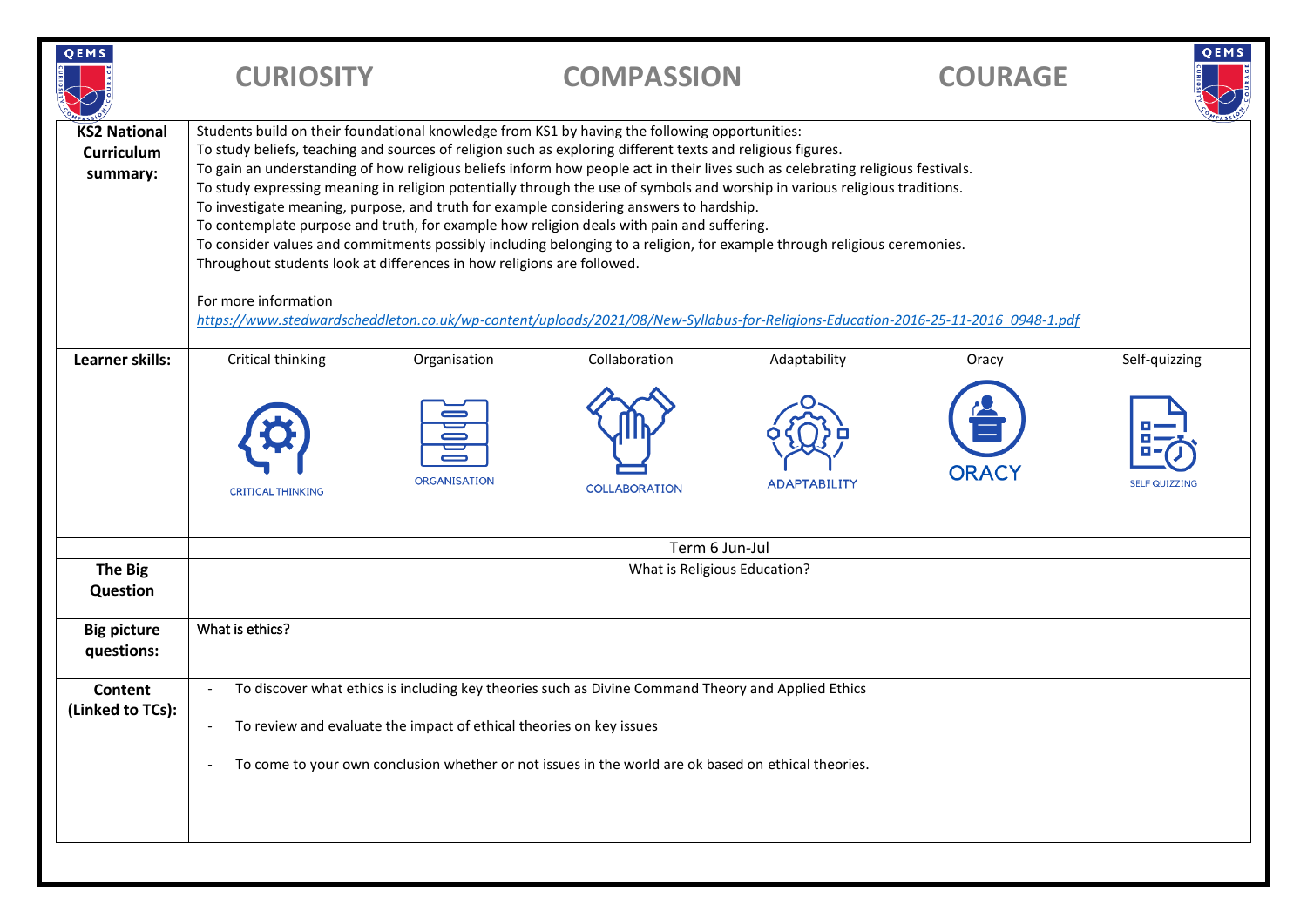# CURIOSITY COMPASSION COURAGE

| | | | | | | |
|---|---|---|---|---|---|---|
| **KS2 National Curriculum summary:** | Students build on their foundational knowledge from KS1 by having the following opportunities:<br>To study beliefs, teaching and sources of religion such as exploring different texts and religious figures.<br>To gain an understanding of how religious beliefs inform how people act in their lives such as celebrating religious festivals.<br>To study expressing meaning in religion potentially through the use of symbols and worship in various religious traditions.<br>To investigate meaning, purpose, and truth for example considering answers to hardship.<br>To contemplate purpose and truth, for example how religion deals with pain and suffering.<br>To consider values and commitments possibly including belonging to a religion, for example through religious ceremonies.<br>Throughout students look at differences in how religions are followed.<br><br>For more information<br>*https://www.stedwardscheddleton.co.uk/wp-content/uploads/2021/08/New-Syllabus-for-Religions-Education-2016-25-11-2016_0948-1.pdf* | | | | | |
| **Learner skills:** | Critical thinking<br>CRITICAL THINKING | Organisation<br>ORGANISATION | Collaboration<br>COLLABORATION | Adaptability<br>ADAPTABILITY | Oracy<br>ORACY | Self-quizzing<br>SELF QUIZZING |
| | Term 6 Jun-Jul | | | | | |
| **The Big Question** | What is Religious Education? | | | | | |
| **Big picture questions:** | What is ethics? | | | | | |
| **Content (Linked to TCs):** | - To discover what ethics is including key theories such as Divine Command Theory and Applied Ethics<br>- To review and evaluate the impact of ethical theories on key issues<br>- To come to your own conclusion whether or not issues in the world are ok based on ethical theories. | | | | | |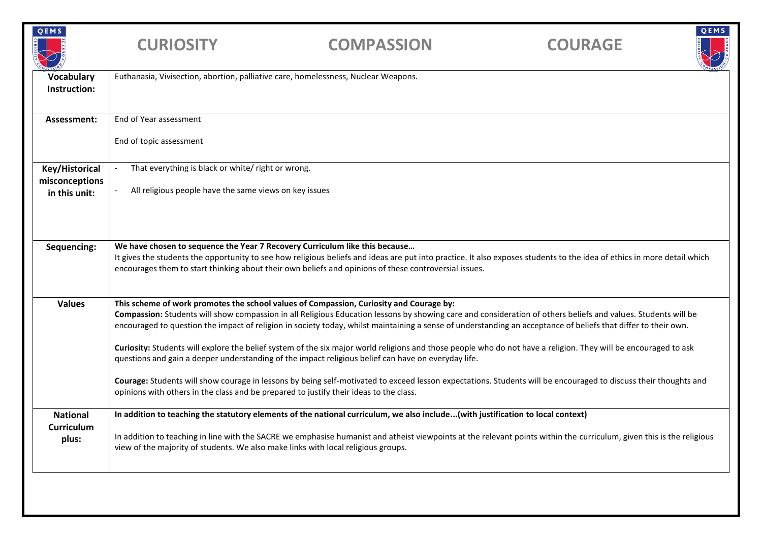CURIOSITY COMPASSION COURAGE

| | |
|---|---|
| **Vocabulary Instruction:** | Euthanasia, Vivisection, abortion, palliative care, homelessness, Nuclear Weapons. |
| **Assessment:** | End of Year assessment<br><br>End of topic assessment |
| **Key/Historical misconceptions in this unit:** | - That everything is black or white/ right or wrong.<br><br>- All religious people have the same views on key issues |
| **Sequencing:** | **We have chosen to sequence the Year 7 Recovery Curriculum like this because…**<br>It gives the students the opportunity to see how religious beliefs and ideas are put into practice. It also exposes students to the idea of ethics in more detail which encourages them to start thinking about their own beliefs and opinions of these controversial issues. |
| **Values** | **This scheme of work promotes the school values of Compassion, Curiosity and Courage by:**<br>**Compassion:** Students will show compassion in all Religious Education lessons by showing care and consideration of others beliefs and values. Students will be encouraged to question the impact of religion in society today, whilst maintaining a sense of understanding an acceptance of beliefs that differ to their own.<br><br>**Curiosity:** Students will explore the belief system of the six major world religions and those people who do not have a religion. They will be encouraged to ask questions and gain a deeper understanding of the impact religious belief can have on everyday life.<br><br>**Courage:** Students will show courage in lessons by being self-motivated to exceed lesson expectations. Students will be encouraged to discuss their thoughts and opinions with others in the class and be prepared to justify their ideas to the class. |
| **National Curriculum plus:** | **In addition to teaching the statutory elements of the national curriculum, we also include...(with justification to local context)**<br><br>In addition to teaching in line with the SACRE we emphasise humanist and atheist viewpoints at the relevant points within the curriculum, given this is the religious view of the majority of students. We also make links with local religious groups. |